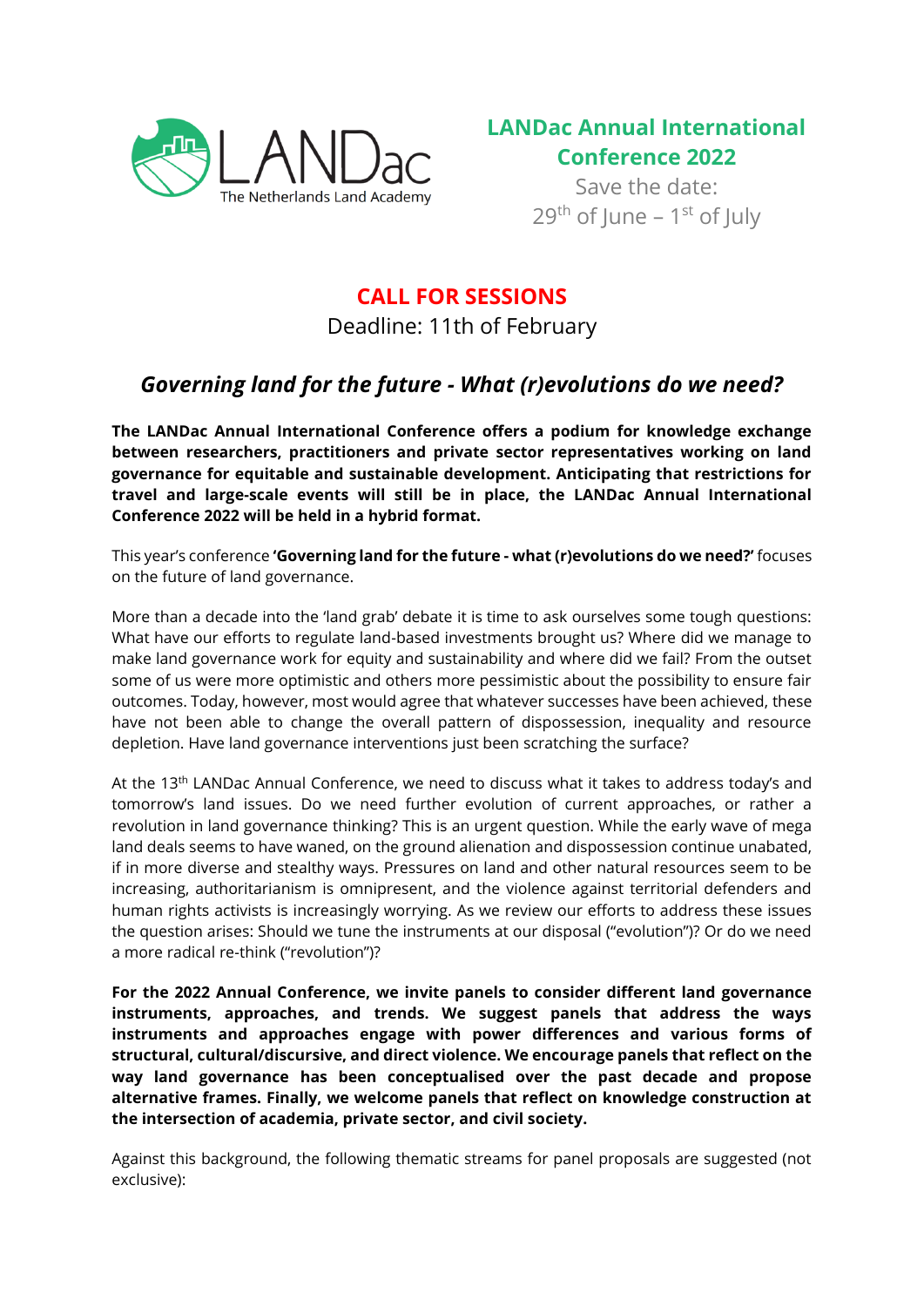LANDac
The Netherlands Land Academy

**LANDac Annual International Conference 2022**

Save the date:
29th of June – 1st of July

# CALL FOR SESSIONS

Deadline: 11th of February

## *Governing land for the future - What (r)evolutions do we need?*

**The LANDac Annual International Conference offers a podium for knowledge exchange between researchers, practitioners and private sector representatives working on land governance for equitable and sustainable development. Anticipating that restrictions for travel and large-scale events will still be in place, the LANDac Annual International Conference 2022 will be held in a hybrid format.**

This year's conference **'Governing land for the future - what (r)evolutions do we need?'** focuses on the future of land governance.

More than a decade into the 'land grab' debate it is time to ask ourselves some tough questions: What have our efforts to regulate land-based investments brought us? Where did we manage to make land governance work for equity and sustainability and where did we fail? From the outset some of us were more optimistic and others more pessimistic about the possibility to ensure fair outcomes. Today, however, most would agree that whatever successes have been achieved, these have not been able to change the overall pattern of dispossession, inequality and resource depletion. Have land governance interventions just been scratching the surface?

At the 13th LANDac Annual Conference, we need to discuss what it takes to address today's and tomorrow's land issues. Do we need further evolution of current approaches, or rather a revolution in land governance thinking? This is an urgent question. While the early wave of mega land deals seems to have waned, on the ground alienation and dispossession continue unabated, if in more diverse and stealthy ways. Pressures on land and other natural resources seem to be increasing, authoritarianism is omnipresent, and the violence against territorial defenders and human rights activists is increasingly worrying. As we review our efforts to address these issues the question arises: Should we tune the instruments at our disposal ("evolution")? Or do we need a more radical re-think ("revolution")?

**For the 2022 Annual Conference, we invite panels to consider different land governance instruments, approaches, and trends. We suggest panels that address the ways instruments and approaches engage with power differences and various forms of structural, cultural/discursive, and direct violence. We encourage panels that reflect on the way land governance has been conceptualised over the past decade and propose alternative frames. Finally, we welcome panels that reflect on knowledge construction at the intersection of academia, private sector, and civil society.**

Against this background, the following thematic streams for panel proposals are suggested (not exclusive):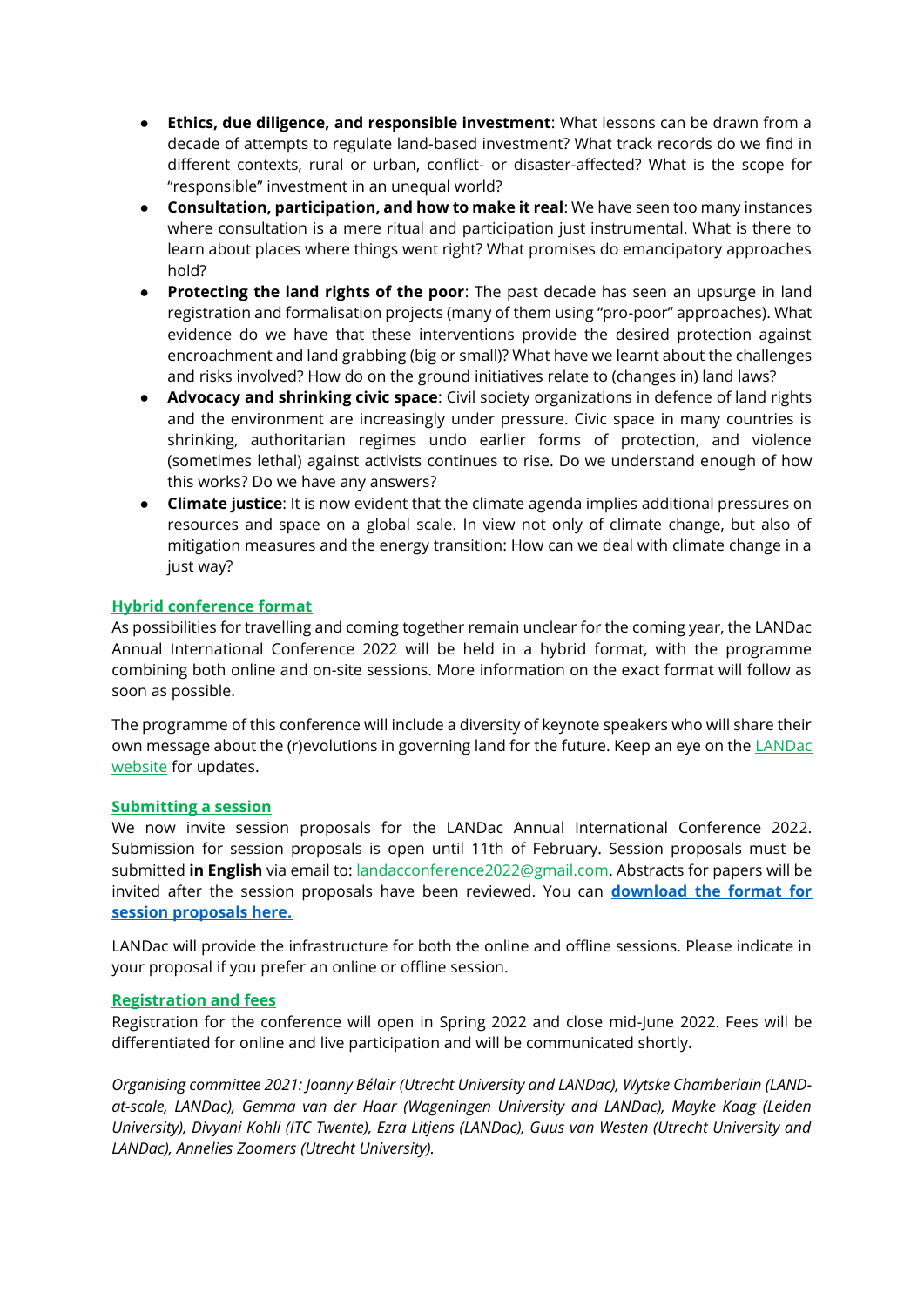- **Ethics, due diligence, and responsible investment**: What lessons can be drawn from a decade of attempts to regulate land-based investment? What track records do we find in different contexts, rural or urban, conflict- or disaster-affected? What is the scope for "responsible" investment in an unequal world?
- **Consultation, participation, and how to make it real**: We have seen too many instances where consultation is a mere ritual and participation just instrumental. What is there to learn about places where things went right? What promises do emancipatory approaches hold?
- **Protecting the land rights of the poor**: The past decade has seen an upsurge in land registration and formalisation projects (many of them using "pro-poor" approaches). What evidence do we have that these interventions provide the desired protection against encroachment and land grabbing (big or small)? What have we learnt about the challenges and risks involved? How do on the ground initiatives relate to (changes in) land laws?
- **Advocacy and shrinking civic space**: Civil society organizations in defence of land rights and the environment are increasingly under pressure. Civic space in many countries is shrinking, authoritarian regimes undo earlier forms of protection, and violence (sometimes lethal) against activists continues to rise. Do we understand enough of how this works? Do we have any answers?
- **Climate justice**: It is now evident that the climate agenda implies additional pressures on resources and space on a global scale. In view not only of climate change, but also of mitigation measures and the energy transition: How can we deal with climate change in a just way?

**Hybrid conference format**

As possibilities for travelling and coming together remain unclear for the coming year, the LANDac Annual International Conference 2022 will be held in a hybrid format, with the programme combining both online and on-site sessions. More information on the exact format will follow as soon as possible.

The programme of this conference will include a diversity of keynote speakers who will share their own message about the (r)evolutions in governing land for the future. Keep an eye on the LANDac website for updates.

**Submitting a session**

We now invite session proposals for the LANDac Annual International Conference 2022. Submission for session proposals is open until 11th of February. Session proposals must be submitted **in English** via email to: landacconference2022@gmail.com. Abstracts for papers will be invited after the session proposals have been reviewed. You can **download the format for session proposals here.**

LANDac will provide the infrastructure for both the online and offline sessions. Please indicate in your proposal if you prefer an online or offline session.

**Registration and fees**

Registration for the conference will open in Spring 2022 and close mid-June 2022. Fees will be differentiated for online and live participation and will be communicated shortly.

*Organising committee 2021: Joanny Bélair (Utrecht University and LANDac), Wytske Chamberlain (LAND-at-scale, LANDac), Gemma van der Haar (Wageningen University and LANDac), Mayke Kaag (Leiden University), Divyani Kohli (ITC Twente), Ezra Litjens (LANDac), Guus van Westen (Utrecht University and LANDac), Annelies Zoomers (Utrecht University).*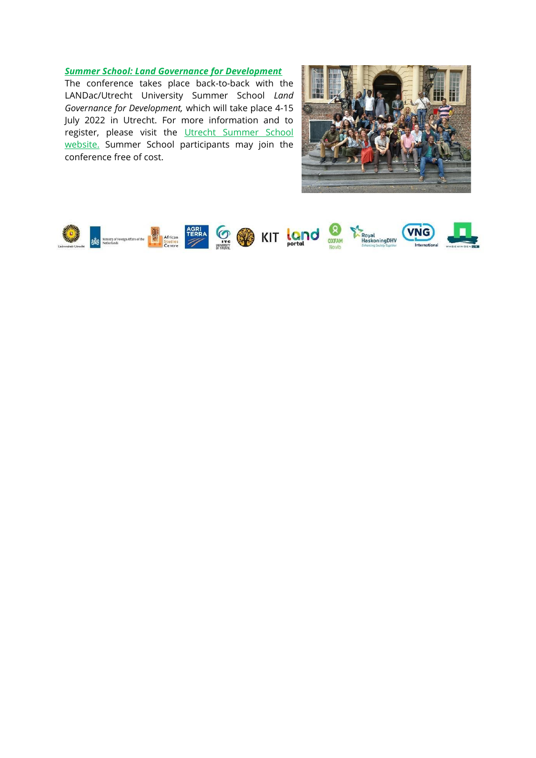***Summer School: Land Governance for Development***

The conference takes place back-to-back with the LANDac/Utrecht University Summer School *Land Governance for Development,* which will take place 4-15 July 2022 in Utrecht. For more information and to register, please visit the Utrecht Summer School website. Summer School participants may join the conference free of cost.